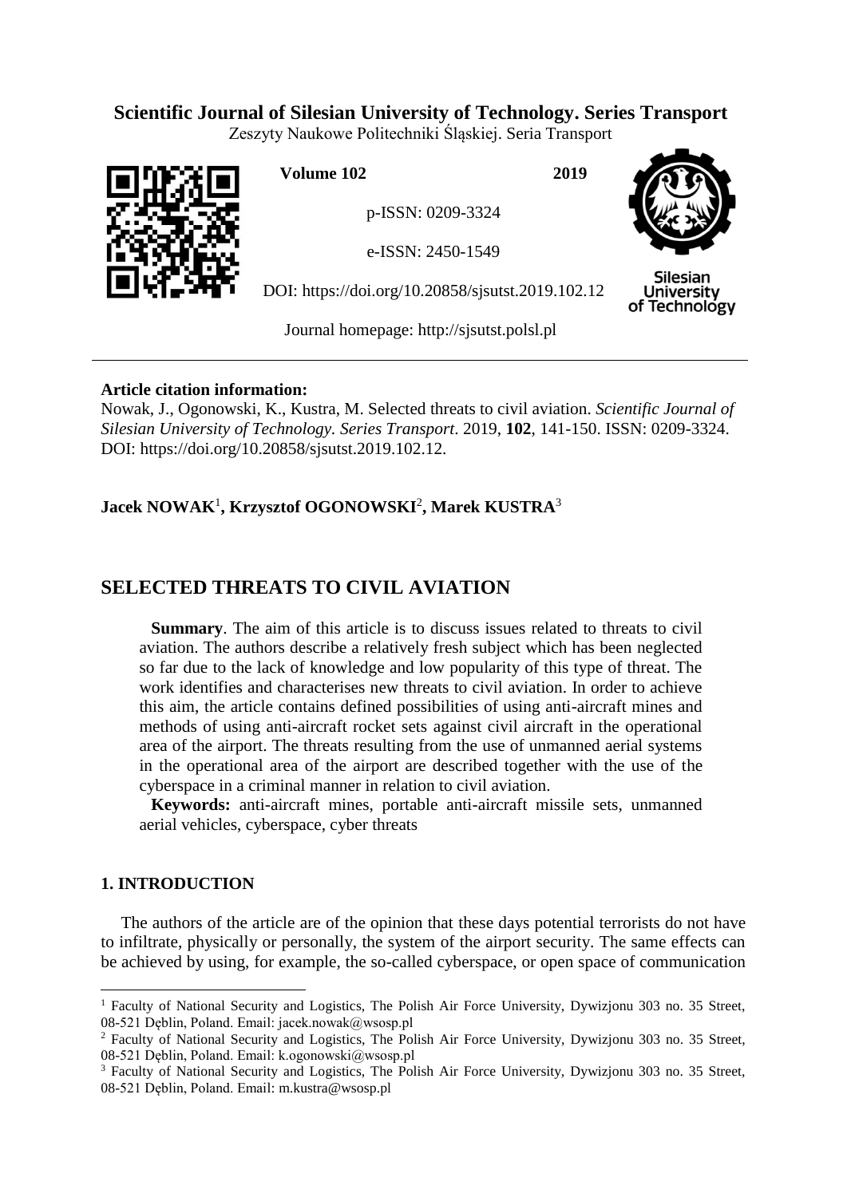**Scientific Journal of Silesian University of Technology. Series Transport**

Zeszyty Naukowe Politechniki Śląskiej. Seria Transport

**Volume 102** **2019**

p-ISSN: 0209-3324

e-ISSN: 2450-1549

DOI: https://doi.org/10.20858/sjsutst.2019.102.12

Journal homepage: http://sjsutst.polsl.pl

---

**Article citation information:**

Nowak, J., Ogonowski, K., Kustra, M. Selected threats to civil aviation. *Scientific Journal of Silesian University of Technology. Series Transport*. 2019, **102**, 141-150. ISSN: 0209-3324. DOI: https://doi.org/10.20858/sjsutst.2019.102.12.

**Jacek NOWAK**[1], **Krzysztof OGONOWSKI**[2], **Marek KUSTRA**[3]

# SELECTED THREATS TO CIVIL AVIATION

**Summary**. The aim of this article is to discuss issues related to threats to civil aviation. The authors describe a relatively fresh subject which has been neglected so far due to the lack of knowledge and low popularity of this type of threat. The work identifies and characterises new threats to civil aviation. In order to achieve this aim, the article contains defined possibilities of using anti-aircraft mines and methods of using anti-aircraft rocket sets against civil aircraft in the operational area of the airport. The threats resulting from the use of unmanned aerial systems in the operational area of the airport are described together with the use of the cyberspace in a criminal manner in relation to civil aviation.

**Keywords:** anti-aircraft mines, portable anti-aircraft missile sets, unmanned aerial vehicles, cyberspace, cyber threats

## 1. INTRODUCTION

The authors of the article are of the opinion that these days potential terrorists do not have to infiltrate, physically or personally, the system of the airport security. The same effects can be achieved by using, for example, the so-called cyberspace, or open space of communication

---

[1] Faculty of National Security and Logistics, The Polish Air Force University, Dywizjonu 303 no. 35 Street, 08-521 Dęblin, Poland. Email: jacek.nowak@wsosp.pl

[2] Faculty of National Security and Logistics, The Polish Air Force University, Dywizjonu 303 no. 35 Street, 08-521 Dęblin, Poland. Email: k.ogonowski@wsosp.pl

[3] Faculty of National Security and Logistics, The Polish Air Force University, Dywizjonu 303 no. 35 Street, 08-521 Dęblin, Poland. Email: m.kustra@wsosp.pl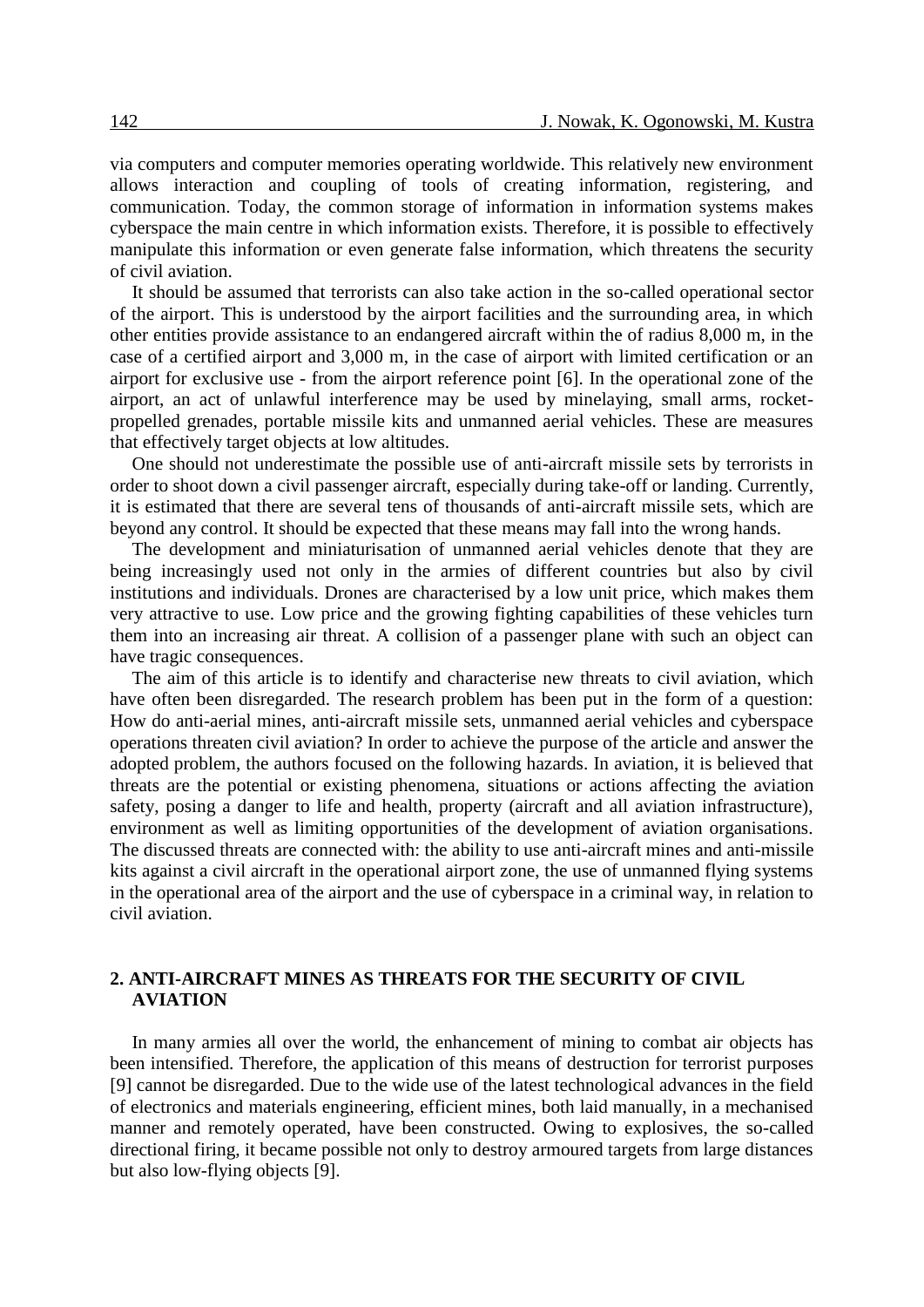via computers and computer memories operating worldwide. This relatively new environment allows interaction and coupling of tools of creating information, registering, and communication. Today, the common storage of information in information systems makes cyberspace the main centre in which information exists. Therefore, it is possible to effectively manipulate this information or even generate false information, which threatens the security of civil aviation.

It should be assumed that terrorists can also take action in the so-called operational sector of the airport. This is understood by the airport facilities and the surrounding area, in which other entities provide assistance to an endangered aircraft within the of radius 8,000 m, in the case of a certified airport and 3,000 m, in the case of airport with limited certification or an airport for exclusive use - from the airport reference point [6]. In the operational zone of the airport, an act of unlawful interference may be used by minelaying, small arms, rocket-propelled grenades, portable missile kits and unmanned aerial vehicles. These are measures that effectively target objects at low altitudes.

One should not underestimate the possible use of anti-aircraft missile sets by terrorists in order to shoot down a civil passenger aircraft, especially during take-off or landing. Currently, it is estimated that there are several tens of thousands of anti-aircraft missile sets, which are beyond any control. It should be expected that these means may fall into the wrong hands.

The development and miniaturisation of unmanned aerial vehicles denote that they are being increasingly used not only in the armies of different countries but also by civil institutions and individuals. Drones are characterised by a low unit price, which makes them very attractive to use. Low price and the growing fighting capabilities of these vehicles turn them into an increasing air threat. A collision of a passenger plane with such an object can have tragic consequences.

The aim of this article is to identify and characterise new threats to civil aviation, which have often been disregarded. The research problem has been put in the form of a question: How do anti-aerial mines, anti-aircraft missile sets, unmanned aerial vehicles and cyberspace operations threaten civil aviation? In order to achieve the purpose of the article and answer the adopted problem, the authors focused on the following hazards. In aviation, it is believed that threats are the potential or existing phenomena, situations or actions affecting the aviation safety, posing a danger to life and health, property (aircraft and all aviation infrastructure), environment as well as limiting opportunities of the development of aviation organisations. The discussed threats are connected with: the ability to use anti-aircraft mines and anti-missile kits against a civil aircraft in the operational airport zone, the use of unmanned flying systems in the operational area of the airport and the use of cyberspace in a criminal way, in relation to civil aviation.

## 2. ANTI-AIRCRAFT MINES AS THREATS FOR THE SECURITY OF CIVIL AVIATION

In many armies all over the world, the enhancement of mining to combat air objects has been intensified. Therefore, the application of this means of destruction for terrorist purposes [9] cannot be disregarded. Due to the wide use of the latest technological advances in the field of electronics and materials engineering, efficient mines, both laid manually, in a mechanised manner and remotely operated, have been constructed. Owing to explosives, the so-called directional firing, it became possible not only to destroy armoured targets from large distances but also low-flying objects [9].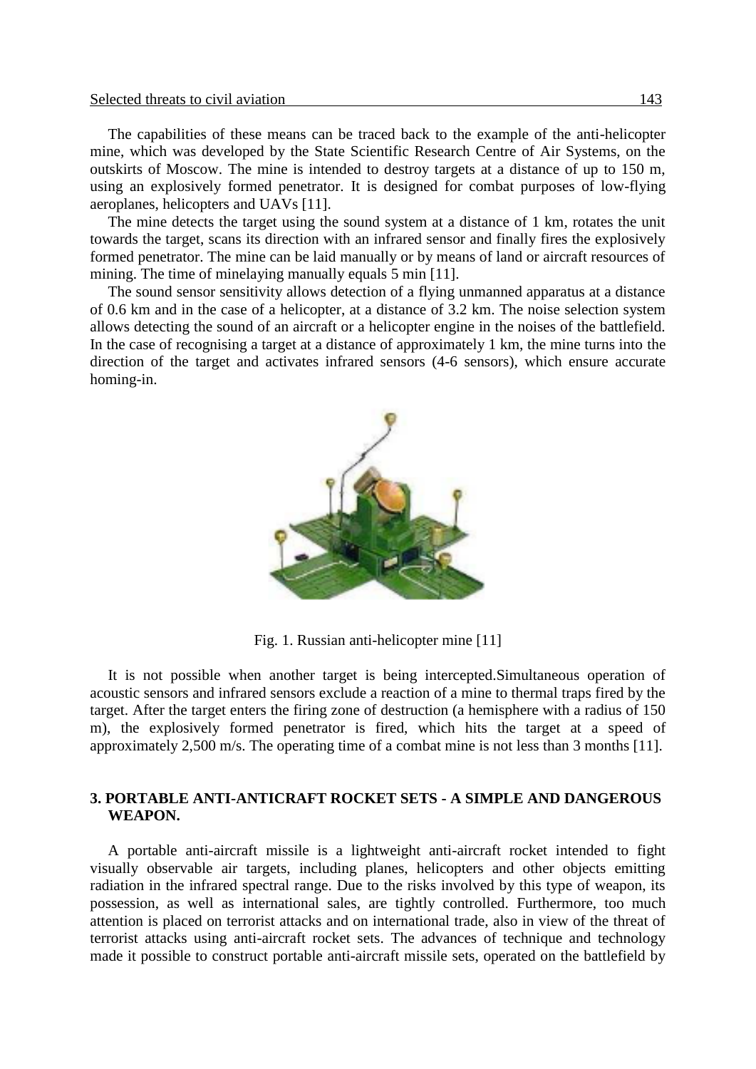The capabilities of these means can be traced back to the example of the anti-helicopter mine, which was developed by the State Scientific Research Centre of Air Systems, on the outskirts of Moscow. The mine is intended to destroy targets at a distance of up to 150 m, using an explosively formed penetrator. It is designed for combat purposes of low-flying aeroplanes, helicopters and UAVs [11].

The mine detects the target using the sound system at a distance of 1 km, rotates the unit towards the target, scans its direction with an infrared sensor and finally fires the explosively formed penetrator. The mine can be laid manually or by means of land or aircraft resources of mining. The time of minelaying manually equals 5 min [11].

The sound sensor sensitivity allows detection of a flying unmanned apparatus at a distance of 0.6 km and in the case of a helicopter, at a distance of 3.2 km. The noise selection system allows detecting the sound of an aircraft or a helicopter engine in the noises of the battlefield. In the case of recognising a target at a distance of approximately 1 km, the mine turns into the direction of the target and activates infrared sensors (4-6 sensors), which ensure accurate homing-in.

Fig. 1. Russian anti-helicopter mine [11]

It is not possible when another target is being intercepted.Simultaneous operation of acoustic sensors and infrared sensors exclude a reaction of a mine to thermal traps fired by the target. After the target enters the firing zone of destruction (a hemisphere with a radius of 150 m), the explosively formed penetrator is fired, which hits the target at a speed of approximately 2,500 m/s. The operating time of a combat mine is not less than 3 months [11].

## 3. PORTABLE ANTI-ANTICRAFT ROCKET SETS - A SIMPLE AND DANGEROUS WEAPON.

A portable anti-aircraft missile is a lightweight anti-aircraft rocket intended to fight visually observable air targets, including planes, helicopters and other objects emitting radiation in the infrared spectral range. Due to the risks involved by this type of weapon, its possession, as well as international sales, are tightly controlled. Furthermore, too much attention is placed on terrorist attacks and on international trade, also in view of the threat of terrorist attacks using anti-aircraft rocket sets. The advances of technique and technology made it possible to construct portable anti-aircraft missile sets, operated on the battlefield by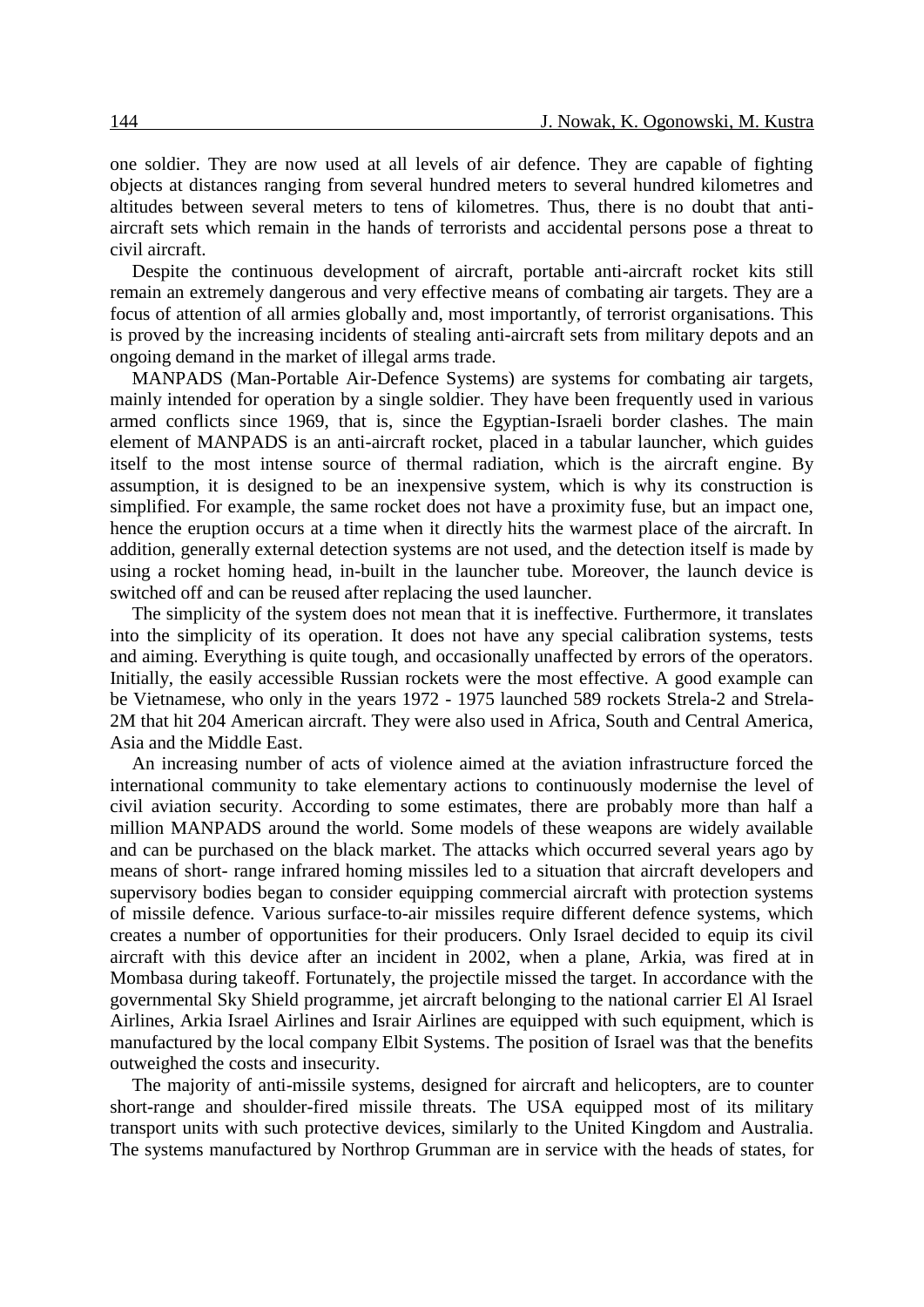one soldier. They are now used at all levels of air defence. They are capable of fighting objects at distances ranging from several hundred meters to several hundred kilometres and altitudes between several meters to tens of kilometres. Thus, there is no doubt that anti-aircraft sets which remain in the hands of terrorists and accidental persons pose a threat to civil aircraft.

Despite the continuous development of aircraft, portable anti-aircraft rocket kits still remain an extremely dangerous and very effective means of combating air targets. They are a focus of attention of all armies globally and, most importantly, of terrorist organisations. This is proved by the increasing incidents of stealing anti-aircraft sets from military depots and an ongoing demand in the market of illegal arms trade.

MANPADS (Man-Portable Air-Defence Systems) are systems for combating air targets, mainly intended for operation by a single soldier. They have been frequently used in various armed conflicts since 1969, that is, since the Egyptian-Israeli border clashes. The main element of MANPADS is an anti-aircraft rocket, placed in a tabular launcher, which guides itself to the most intense source of thermal radiation, which is the aircraft engine. By assumption, it is designed to be an inexpensive system, which is why its construction is simplified. For example, the same rocket does not have a proximity fuse, but an impact one, hence the eruption occurs at a time when it directly hits the warmest place of the aircraft. In addition, generally external detection systems are not used, and the detection itself is made by using a rocket homing head, in-built in the launcher tube. Moreover, the launch device is switched off and can be reused after replacing the used launcher.

The simplicity of the system does not mean that it is ineffective. Furthermore, it translates into the simplicity of its operation. It does not have any special calibration systems, tests and aiming. Everything is quite tough, and occasionally unaffected by errors of the operators. Initially, the easily accessible Russian rockets were the most effective. A good example can be Vietnamese, who only in the years 1972 - 1975 launched 589 rockets Strela-2 and Strela-2M that hit 204 American aircraft. They were also used in Africa, South and Central America, Asia and the Middle East.

An increasing number of acts of violence aimed at the aviation infrastructure forced the international community to take elementary actions to continuously modernise the level of civil aviation security. According to some estimates, there are probably more than half a million MANPADS around the world. Some models of these weapons are widely available and can be purchased on the black market. The attacks which occurred several years ago by means of short- range infrared homing missiles led to a situation that aircraft developers and supervisory bodies began to consider equipping commercial aircraft with protection systems of missile defence. Various surface-to-air missiles require different defence systems, which creates a number of opportunities for their producers. Only Israel decided to equip its civil aircraft with this device after an incident in 2002, when a plane, Arkia, was fired at in Mombasa during takeoff. Fortunately, the projectile missed the target. In accordance with the governmental Sky Shield programme, jet aircraft belonging to the national carrier El Al Israel Airlines, Arkia Israel Airlines and Israir Airlines are equipped with such equipment, which is manufactured by the local company Elbit Systems. The position of Israel was that the benefits outweighed the costs and insecurity.

The majority of anti-missile systems, designed for aircraft and helicopters, are to counter short-range and shoulder-fired missile threats. The USA equipped most of its military transport units with such protective devices, similarly to the United Kingdom and Australia. The systems manufactured by Northrop Grumman are in service with the heads of states, for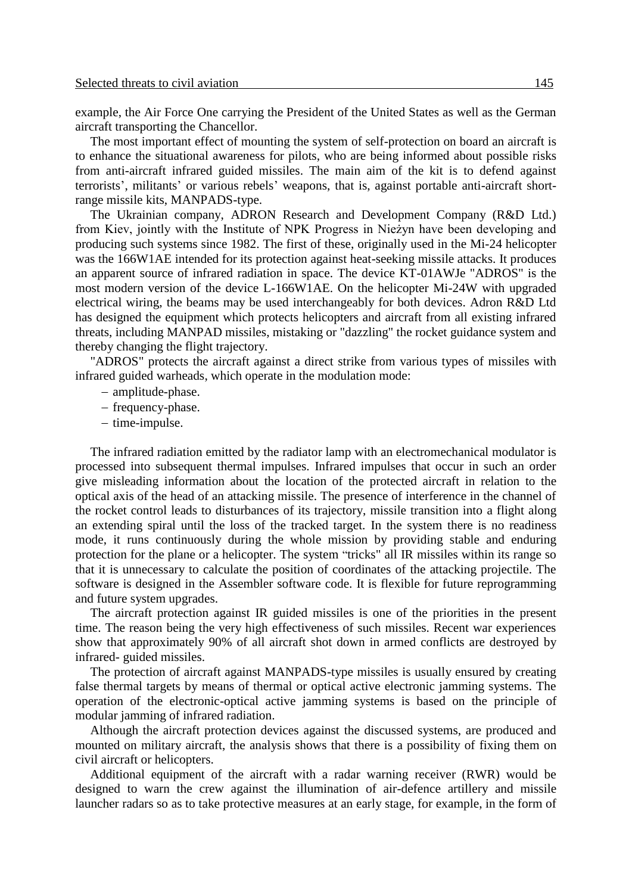example, the Air Force One carrying the President of the United States as well as the German aircraft transporting the Chancellor.

The most important effect of mounting the system of self-protection on board an aircraft is to enhance the situational awareness for pilots, who are being informed about possible risks from anti-aircraft infrared guided missiles. The main aim of the kit is to defend against terrorists', militants' or various rebels' weapons, that is, against portable anti-aircraft short-range missile kits, MANPADS-type.

The Ukrainian company, ADRON Research and Development Company (R&D Ltd.) from Kiev, jointly with the Institute of NPK Progress in Nieżyn have been developing and producing such systems since 1982. The first of these, originally used in the Mi-24 helicopter was the 166W1AE intended for its protection against heat-seeking missile attacks. It produces an apparent source of infrared radiation in space. The device KT-01AWJe "ADROS" is the most modern version of the device L-166W1AE. On the helicopter Mi-24W with upgraded electrical wiring, the beams may be used interchangeably for both devices. Adron R&D Ltd has designed the equipment which protects helicopters and aircraft from all existing infrared threats, including MANPAD missiles, mistaking or "dazzling" the rocket guidance system and thereby changing the flight trajectory.

"ADROS" protects the aircraft against a direct strike from various types of missiles with infrared guided warheads, which operate in the modulation mode:

- amplitude-phase.
- frequency-phase.
- time-impulse.

The infrared radiation emitted by the radiator lamp with an electromechanical modulator is processed into subsequent thermal impulses. Infrared impulses that occur in such an order give misleading information about the location of the protected aircraft in relation to the optical axis of the head of an attacking missile. The presence of interference in the channel of the rocket control leads to disturbances of its trajectory, missile transition into a flight along an extending spiral until the loss of the tracked target. In the system there is no readiness mode, it runs continuously during the whole mission by providing stable and enduring protection for the plane or a helicopter. The system "tricks" all IR missiles within its range so that it is unnecessary to calculate the position of coordinates of the attacking projectile. The software is designed in the Assembler software code. It is flexible for future reprogramming and future system upgrades.

The aircraft protection against IR guided missiles is one of the priorities in the present time. The reason being the very high effectiveness of such missiles. Recent war experiences show that approximately 90% of all aircraft shot down in armed conflicts are destroyed by infrared- guided missiles.

The protection of aircraft against MANPADS-type missiles is usually ensured by creating false thermal targets by means of thermal or optical active electronic jamming systems. The operation of the electronic-optical active jamming systems is based on the principle of modular jamming of infrared radiation.

Although the aircraft protection devices against the discussed systems, are produced and mounted on military aircraft, the analysis shows that there is a possibility of fixing them on civil aircraft or helicopters.

Additional equipment of the aircraft with a radar warning receiver (RWR) would be designed to warn the crew against the illumination of air-defence artillery and missile launcher radars so as to take protective measures at an early stage, for example, in the form of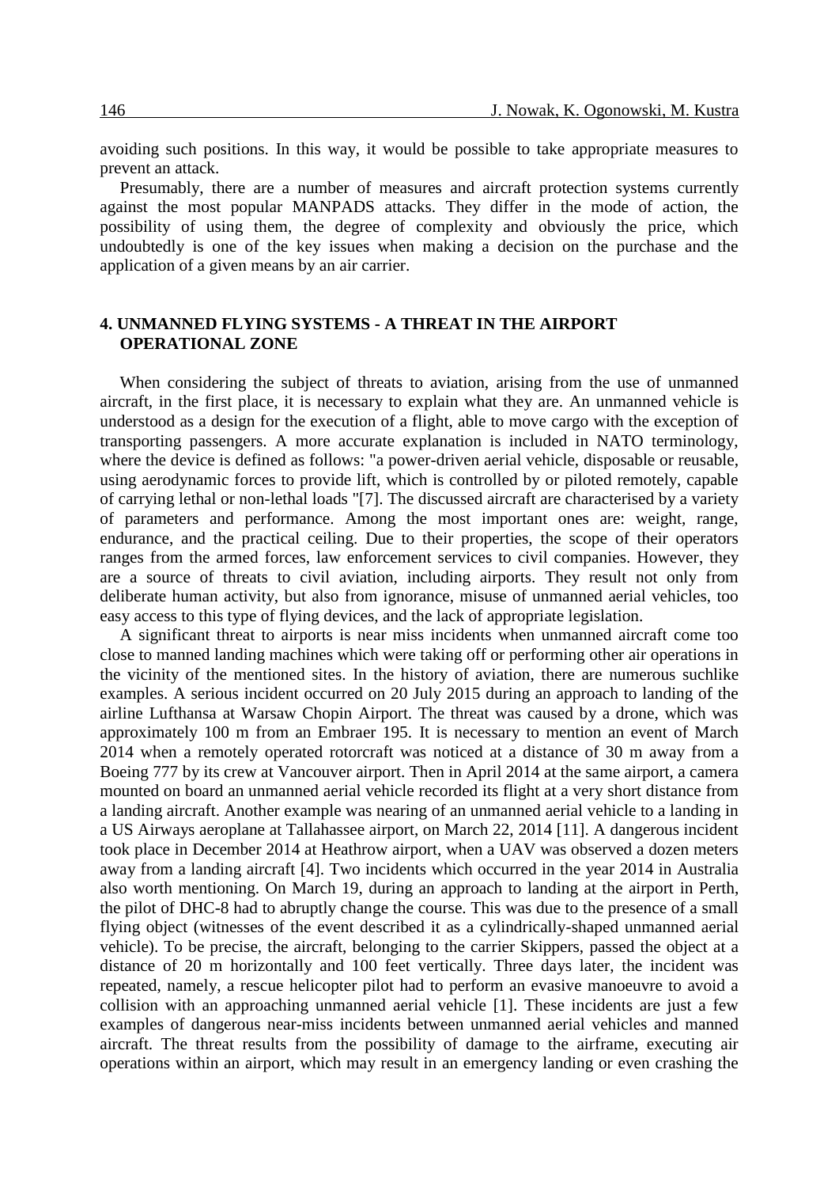avoiding such positions. In this way, it would be possible to take appropriate measures to prevent an attack.

Presumably, there are a number of measures and aircraft protection systems currently against the most popular MANPADS attacks. They differ in the mode of action, the possibility of using them, the degree of complexity and obviously the price, which undoubtedly is one of the key issues when making a decision on the purchase and the application of a given means by an air carrier.

## 4. UNMANNED FLYING SYSTEMS - A THREAT IN THE AIRPORT OPERATIONAL ZONE

When considering the subject of threats to aviation, arising from the use of unmanned aircraft, in the first place, it is necessary to explain what they are. An unmanned vehicle is understood as a design for the execution of a flight, able to move cargo with the exception of transporting passengers. A more accurate explanation is included in NATO terminology, where the device is defined as follows: "a power-driven aerial vehicle, disposable or reusable, using aerodynamic forces to provide lift, which is controlled by or piloted remotely, capable of carrying lethal or non-lethal loads "[7]. The discussed aircraft are characterised by a variety of parameters and performance. Among the most important ones are: weight, range, endurance, and the practical ceiling. Due to their properties, the scope of their operators ranges from the armed forces, law enforcement services to civil companies. However, they are a source of threats to civil aviation, including airports. They result not only from deliberate human activity, but also from ignorance, misuse of unmanned aerial vehicles, too easy access to this type of flying devices, and the lack of appropriate legislation.

A significant threat to airports is near miss incidents when unmanned aircraft come too close to manned landing machines which were taking off or performing other air operations in the vicinity of the mentioned sites. In the history of aviation, there are numerous suchlike examples. A serious incident occurred on 20 July 2015 during an approach to landing of the airline Lufthansa at Warsaw Chopin Airport. The threat was caused by a drone, which was approximately 100 m from an Embraer 195. It is necessary to mention an event of March 2014 when a remotely operated rotorcraft was noticed at a distance of 30 m away from a Boeing 777 by its crew at Vancouver airport. Then in April 2014 at the same airport, a camera mounted on board an unmanned aerial vehicle recorded its flight at a very short distance from a landing aircraft. Another example was nearing of an unmanned aerial vehicle to a landing in a US Airways aeroplane at Tallahassee airport, on March 22, 2014 [11]. A dangerous incident took place in December 2014 at Heathrow airport, when a UAV was observed a dozen meters away from a landing aircraft [4]. Two incidents which occurred in the year 2014 in Australia also worth mentioning. On March 19, during an approach to landing at the airport in Perth, the pilot of DHC-8 had to abruptly change the course. This was due to the presence of a small flying object (witnesses of the event described it as a cylindrically-shaped unmanned aerial vehicle). To be precise, the aircraft, belonging to the carrier Skippers, passed the object at a distance of 20 m horizontally and 100 feet vertically. Three days later, the incident was repeated, namely, a rescue helicopter pilot had to perform an evasive manoeuvre to avoid a collision with an approaching unmanned aerial vehicle [1]. These incidents are just a few examples of dangerous near-miss incidents between unmanned aerial vehicles and manned aircraft. The threat results from the possibility of damage to the airframe, executing air operations within an airport, which may result in an emergency landing or even crashing the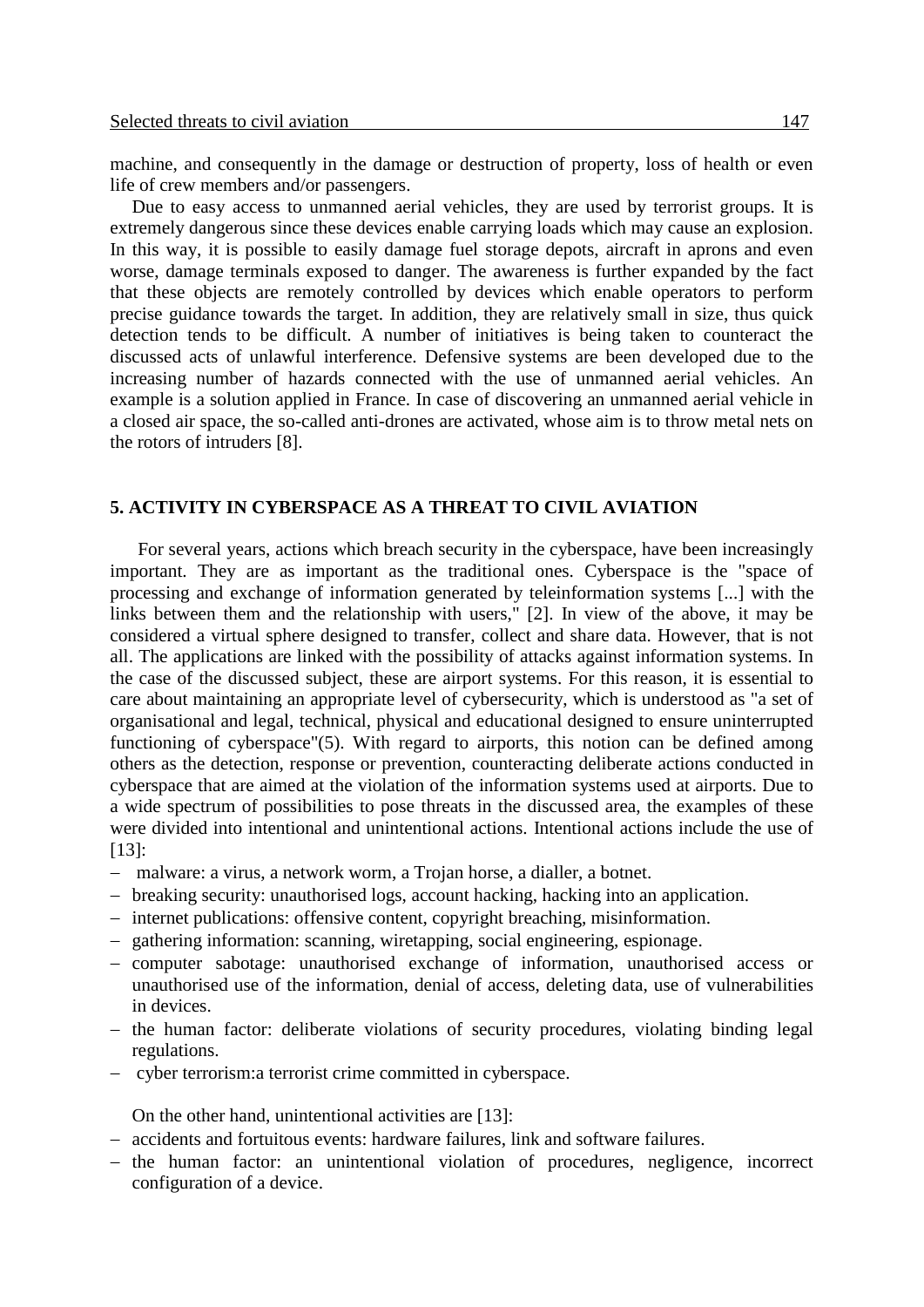machine, and consequently in the damage or destruction of property, loss of health or even life of crew members and/or passengers.

Due to easy access to unmanned aerial vehicles, they are used by terrorist groups. It is extremely dangerous since these devices enable carrying loads which may cause an explosion. In this way, it is possible to easily damage fuel storage depots, aircraft in aprons and even worse, damage terminals exposed to danger. The awareness is further expanded by the fact that these objects are remotely controlled by devices which enable operators to perform precise guidance towards the target. In addition, they are relatively small in size, thus quick detection tends to be difficult. A number of initiatives is being taken to counteract the discussed acts of unlawful interference. Defensive systems are been developed due to the increasing number of hazards connected with the use of unmanned aerial vehicles. An example is a solution applied in France. In case of discovering an unmanned aerial vehicle in a closed air space, the so-called anti-drones are activated, whose aim is to throw metal nets on the rotors of intruders [8].

## 5. ACTIVITY IN CYBERSPACE AS A THREAT TO CIVIL AVIATION

For several years, actions which breach security in the cyberspace, have been increasingly important. They are as important as the traditional ones. Cyberspace is the "space of processing and exchange of information generated by teleinformation systems [...] with the links between them and the relationship with users," [2]. In view of the above, it may be considered a virtual sphere designed to transfer, collect and share data. However, that is not all. The applications are linked with the possibility of attacks against information systems. In the case of the discussed subject, these are airport systems. For this reason, it is essential to care about maintaining an appropriate level of cybersecurity, which is understood as "a set of organisational and legal, technical, physical and educational designed to ensure uninterrupted functioning of cyberspace"(5). With regard to airports, this notion can be defined among others as the detection, response or prevention, counteracting deliberate actions conducted in cyberspace that are aimed at the violation of the information systems used at airports. Due to a wide spectrum of possibilities to pose threats in the discussed area, the examples of these were divided into intentional and unintentional actions. Intentional actions include the use of [13]:

- malware: a virus, a network worm, a Trojan horse, a dialler, a botnet.
- breaking security: unauthorised logs, account hacking, hacking into an application.
- internet publications: offensive content, copyright breaching, misinformation.
- gathering information: scanning, wiretapping, social engineering, espionage.
- computer sabotage: unauthorised exchange of information, unauthorised access or unauthorised use of the information, denial of access, deleting data, use of vulnerabilities in devices.
- the human factor: deliberate violations of security procedures, violating binding legal regulations.
- cyber terrorism:a terrorist crime committed in cyberspace.

On the other hand, unintentional activities are [13]:

- accidents and fortuitous events: hardware failures, link and software failures.
- the human factor: an unintentional violation of procedures, negligence, incorrect configuration of a device.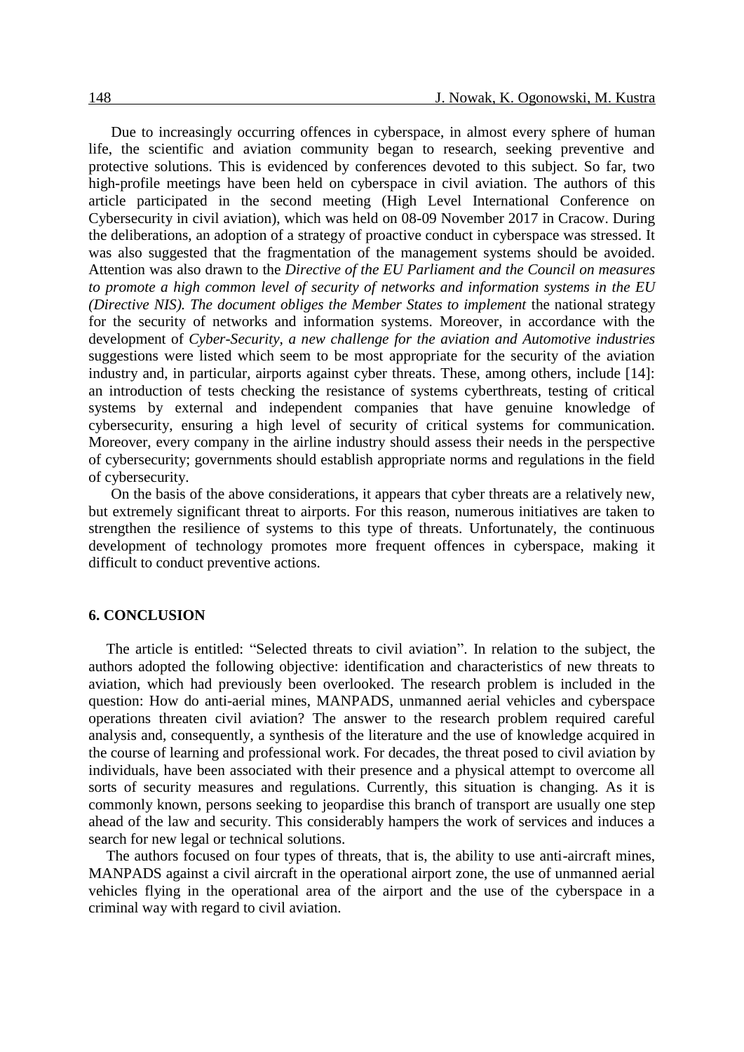Due to increasingly occurring offences in cyberspace, in almost every sphere of human life, the scientific and aviation community began to research, seeking preventive and protective solutions. This is evidenced by conferences devoted to this subject. So far, two high-profile meetings have been held on cyberspace in civil aviation. The authors of this article participated in the second meeting (High Level International Conference on Cybersecurity in civil aviation), which was held on 08-09 November 2017 in Cracow. During the deliberations, an adoption of a strategy of proactive conduct in cyberspace was stressed. It was also suggested that the fragmentation of the management systems should be avoided. Attention was also drawn to the *Directive of the EU Parliament and the Council on measures to promote a high common level of security of networks and information systems in the EU (Directive NIS). The document obliges the Member States to implement* the national strategy for the security of networks and information systems. Moreover, in accordance with the development of *Cyber-Security, a new challenge for the aviation and Automotive industries* suggestions were listed which seem to be most appropriate for the security of the aviation industry and, in particular, airports against cyber threats. These, among others, include [14]: an introduction of tests checking the resistance of systems cyberthreats, testing of critical systems by external and independent companies that have genuine knowledge of cybersecurity, ensuring a high level of security of critical systems for communication. Moreover, every company in the airline industry should assess their needs in the perspective of cybersecurity; governments should establish appropriate norms and regulations in the field of cybersecurity.

On the basis of the above considerations, it appears that cyber threats are a relatively new, but extremely significant threat to airports. For this reason, numerous initiatives are taken to strengthen the resilience of systems to this type of threats. Unfortunately, the continuous development of technology promotes more frequent offences in cyberspace, making it difficult to conduct preventive actions.

## 6. CONCLUSION

The article is entitled: "Selected threats to civil aviation". In relation to the subject, the authors adopted the following objective: identification and characteristics of new threats to aviation, which had previously been overlooked. The research problem is included in the question: How do anti-aerial mines, MANPADS, unmanned aerial vehicles and cyberspace operations threaten civil aviation? The answer to the research problem required careful analysis and, consequently, a synthesis of the literature and the use of knowledge acquired in the course of learning and professional work. For decades, the threat posed to civil aviation by individuals, have been associated with their presence and a physical attempt to overcome all sorts of security measures and regulations. Currently, this situation is changing. As it is commonly known, persons seeking to jeopardise this branch of transport are usually one step ahead of the law and security. This considerably hampers the work of services and induces a search for new legal or technical solutions.

The authors focused on four types of threats, that is, the ability to use anti-aircraft mines, MANPADS against a civil aircraft in the operational airport zone, the use of unmanned aerial vehicles flying in the operational area of the airport and the use of the cyberspace in a criminal way with regard to civil aviation.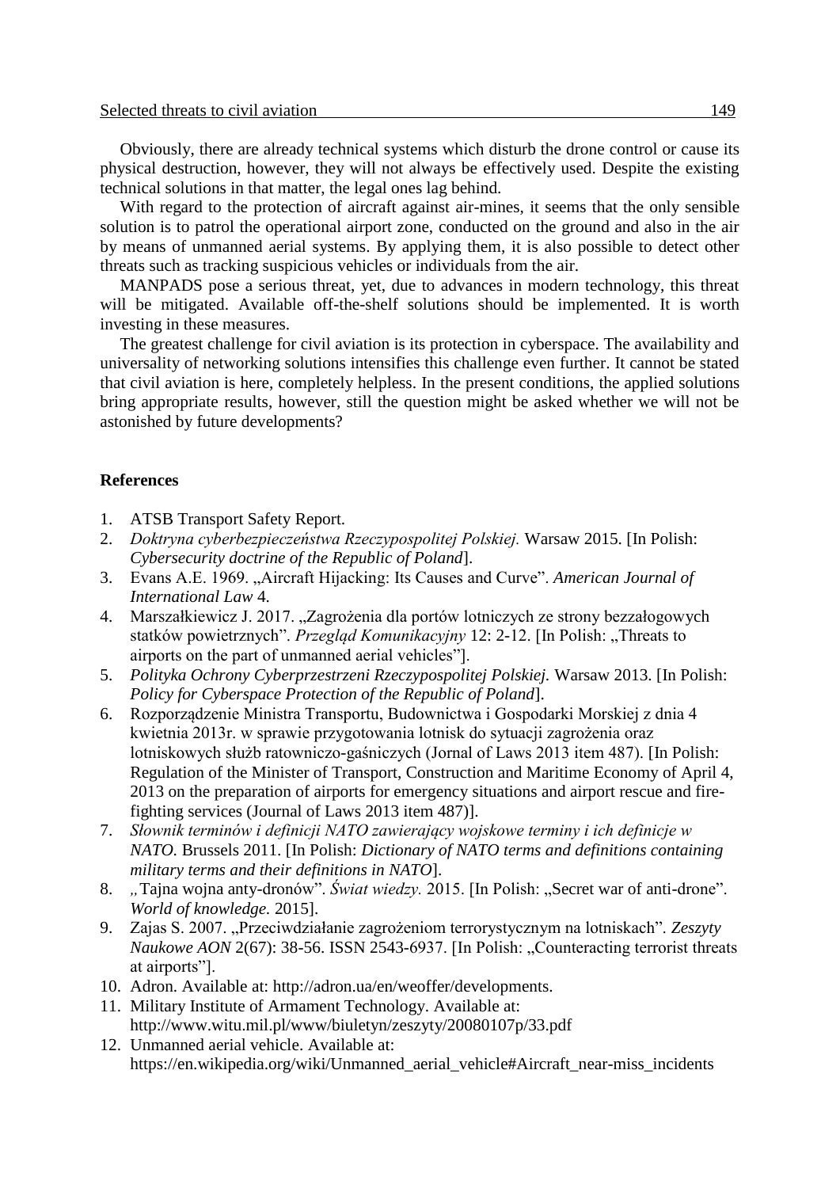Obviously, there are already technical systems which disturb the drone control or cause its physical destruction, however, they will not always be effectively used. Despite the existing technical solutions in that matter, the legal ones lag behind.

With regard to the protection of aircraft against air-mines, it seems that the only sensible solution is to patrol the operational airport zone, conducted on the ground and also in the air by means of unmanned aerial systems. By applying them, it is also possible to detect other threats such as tracking suspicious vehicles or individuals from the air.

MANPADS pose a serious threat, yet, due to advances in modern technology, this threat will be mitigated. Available off-the-shelf solutions should be implemented. It is worth investing in these measures.

The greatest challenge for civil aviation is its protection in cyberspace. The availability and universality of networking solutions intensifies this challenge even further. It cannot be stated that civil aviation is here, completely helpless. In the present conditions, the applied solutions bring appropriate results, however, still the question might be asked whether we will not be astonished by future developments?

## References

1. ATSB Transport Safety Report.
2. *Doktryna cyberbezpieczeństwa Rzeczypospolitej Polskiej.* Warsaw 2015. [In Polish: *Cybersecurity doctrine of the Republic of Poland*].
3. Evans A.E. 1969. „Aircraft Hijacking: Its Causes and Curve". *American Journal of International Law* 4.
4. Marszałkiewicz J. 2017. „Zagrożenia dla portów lotniczych ze strony bezzałogowych statków powietrznych". *Przegląd Komunikacyjny* 12: 2-12. [In Polish: „Threats to airports on the part of unmanned aerial vehicles"].
5. *Polityka Ochrony Cyberprzestrzeni Rzeczypospolitej Polskiej.* Warsaw 2013. [In Polish: *Policy for Cyberspace Protection of the Republic of Poland*].
6. Rozporządzenie Ministra Transportu, Budownictwa i Gospodarki Morskiej z dnia 4 kwietnia 2013r. w sprawie przygotowania lotnisk do sytuacji zagrożenia oraz lotniskowych służb ratowniczo-gaśniczych (Jornal of Laws 2013 item 487). [In Polish: Regulation of the Minister of Transport, Construction and Maritime Economy of April 4, 2013 on the preparation of airports for emergency situations and airport rescue and fire-fighting services (Journal of Laws 2013 item 487)].
7. *Słownik terminów i definicji NATO zawierający wojskowe terminy i ich definicje w NATO.* Brussels 2011. [In Polish: *Dictionary of NATO terms and definitions containing military terms and their definitions in NATO*].
8. „Tajna wojna anty-dronów". *Świat wiedzy.* 2015. [In Polish: „Secret war of anti-drone". *World of knowledge.* 2015].
9. Zajas S. 2007. „Przeciwdziałanie zagrożeniom terrorystycznym na lotniskach". *Zeszyty Naukowe AON* 2(67): 38-56. ISSN 2543-6937. [In Polish: „Counteracting terrorist threats at airports"].
10. Adron. Available at: http://adron.ua/en/weoffer/developments.
11. Military Institute of Armament Technology. Available at: http://www.witu.mil.pl/www/biuletyn/zeszyty/20080107p/33.pdf
12. Unmanned aerial vehicle. Available at: https://en.wikipedia.org/wiki/Unmanned_aerial_vehicle#Aircraft_near-miss_incidents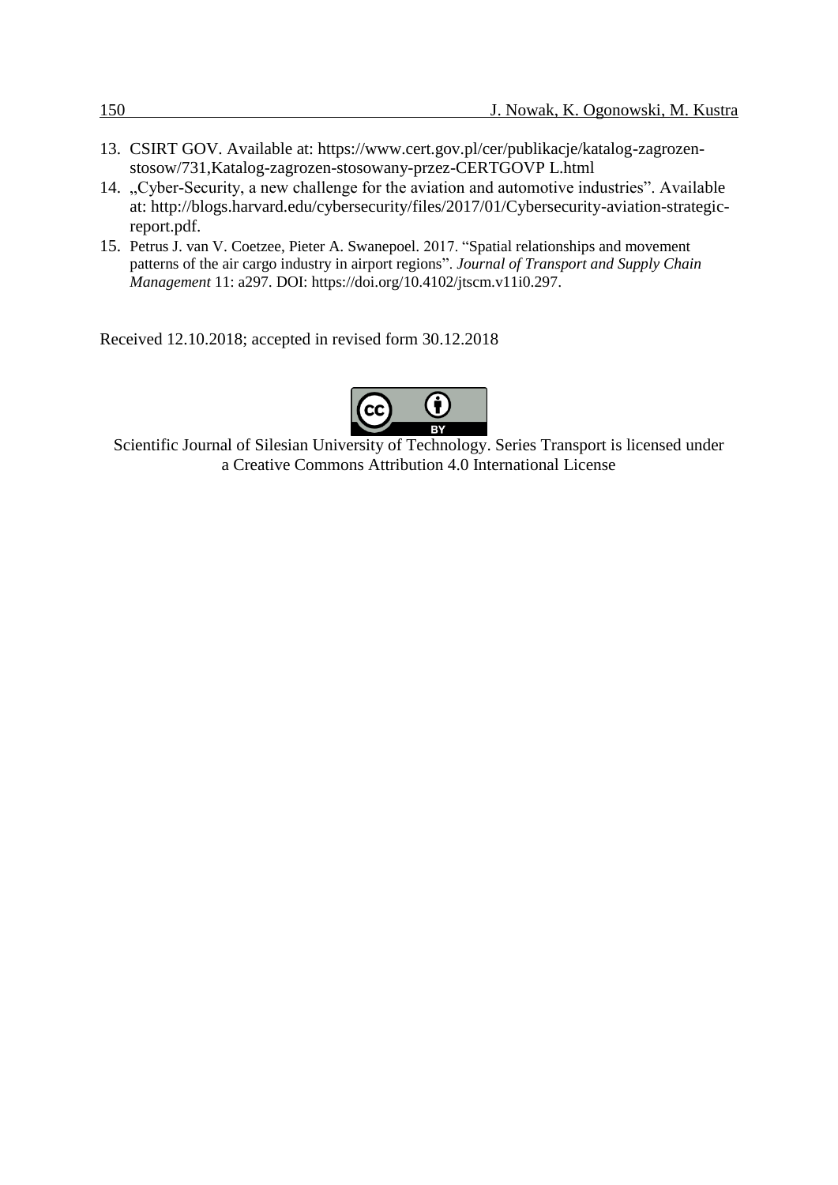13. CSIRT GOV. Available at: https://www.cert.gov.pl/cer/publikacje/katalog-zagrozen-stosow/731,Katalog-zagrozen-stosowany-przez-CERTGOVP L.html
14. „Cyber-Security, a new challenge for the aviation and automotive industries". Available at: http://blogs.harvard.edu/cybersecurity/files/2017/01/Cybersecurity-aviation-strategic-report.pdf.
15. Petrus J. van V. Coetzee, Pieter A. Swanepoel. 2017. "Spatial relationships and movement patterns of the air cargo industry in airport regions". *Journal of Transport and Supply Chain Management* 11: a297. DOI: https://doi.org/10.4102/jtscm.v11i0.297.

Received 12.10.2018; accepted in revised form 30.12.2018

Scientific Journal of Silesian University of Technology. Series Transport is licensed under a Creative Commons Attribution 4.0 International License